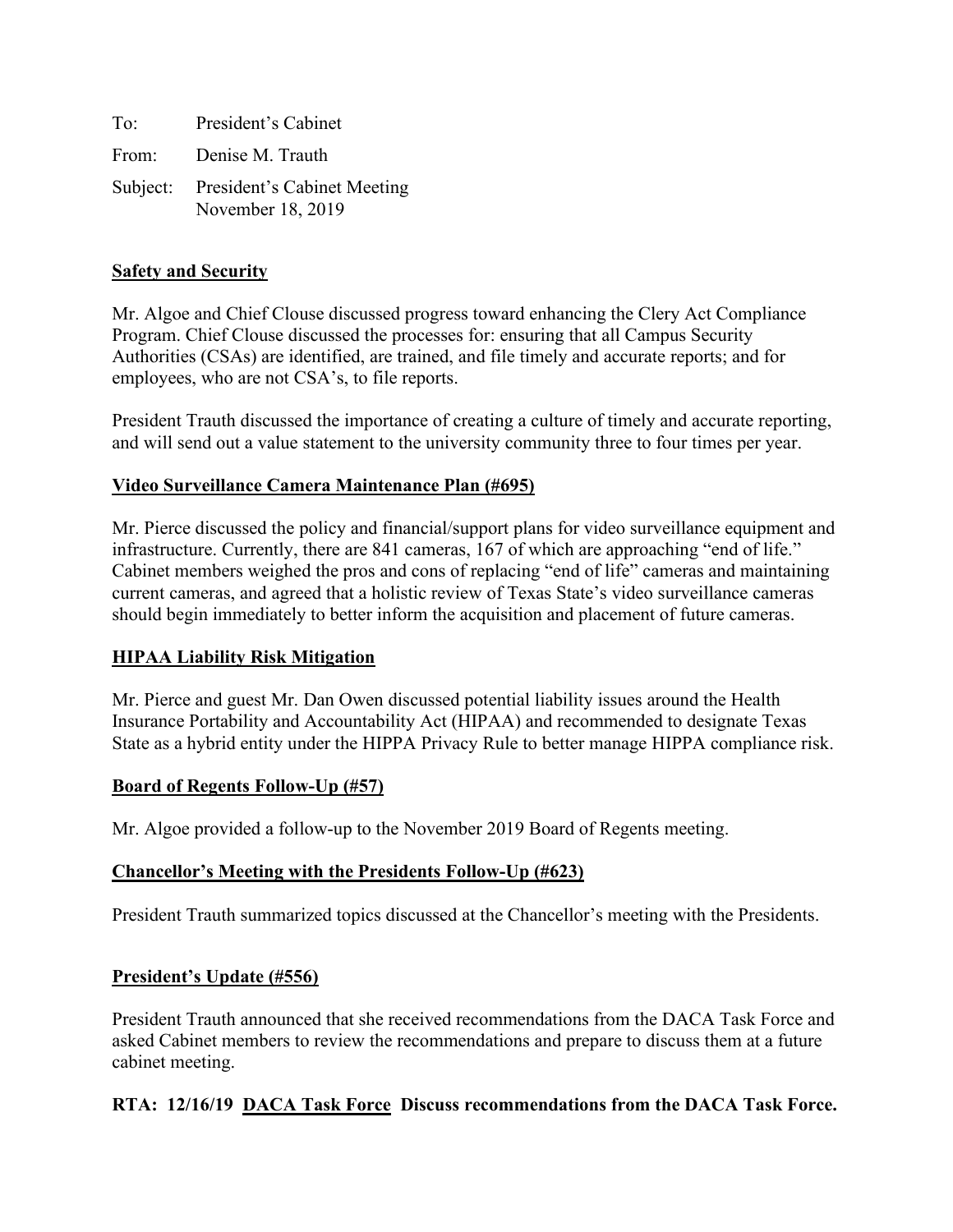To: President's Cabinet

From: Denise M. Trauth

Subject: President's Cabinet Meeting
November 18, 2019

**Safety and Security**

Mr. Algoe and Chief Clouse discussed progress toward enhancing the Clery Act Compliance Program. Chief Clouse discussed the processes for: ensuring that all Campus Security Authorities (CSAs) are identified, are trained, and file timely and accurate reports; and for employees, who are not CSA's, to file reports.

President Trauth discussed the importance of creating a culture of timely and accurate reporting, and will send out a value statement to the university community three to four times per year.

**Video Surveillance Camera Maintenance Plan (#695)**

Mr. Pierce discussed the policy and financial/support plans for video surveillance equipment and infrastructure. Currently, there are 841 cameras, 167 of which are approaching "end of life." Cabinet members weighed the pros and cons of replacing "end of life" cameras and maintaining current cameras, and agreed that a holistic review of Texas State's video surveillance cameras should begin immediately to better inform the acquisition and placement of future cameras.

**HIPAA Liability Risk Mitigation**

Mr. Pierce and guest Mr. Dan Owen discussed potential liability issues around the Health Insurance Portability and Accountability Act (HIPAA) and recommended to designate Texas State as a hybrid entity under the HIPPA Privacy Rule to better manage HIPPA compliance risk.

**Board of Regents Follow-Up (#57)**

Mr. Algoe provided a follow-up to the November 2019 Board of Regents meeting.

**Chancellor's Meeting with the Presidents Follow-Up (#623)**

President Trauth summarized topics discussed at the Chancellor's meeting with the Presidents.

**President's Update (#556)**

President Trauth announced that she received recommendations from the DACA Task Force and asked Cabinet members to review the recommendations and prepare to discuss them at a future cabinet meeting.

**RTA: 12/16/19 DACA Task Force Discuss recommendations from the DACA Task Force.**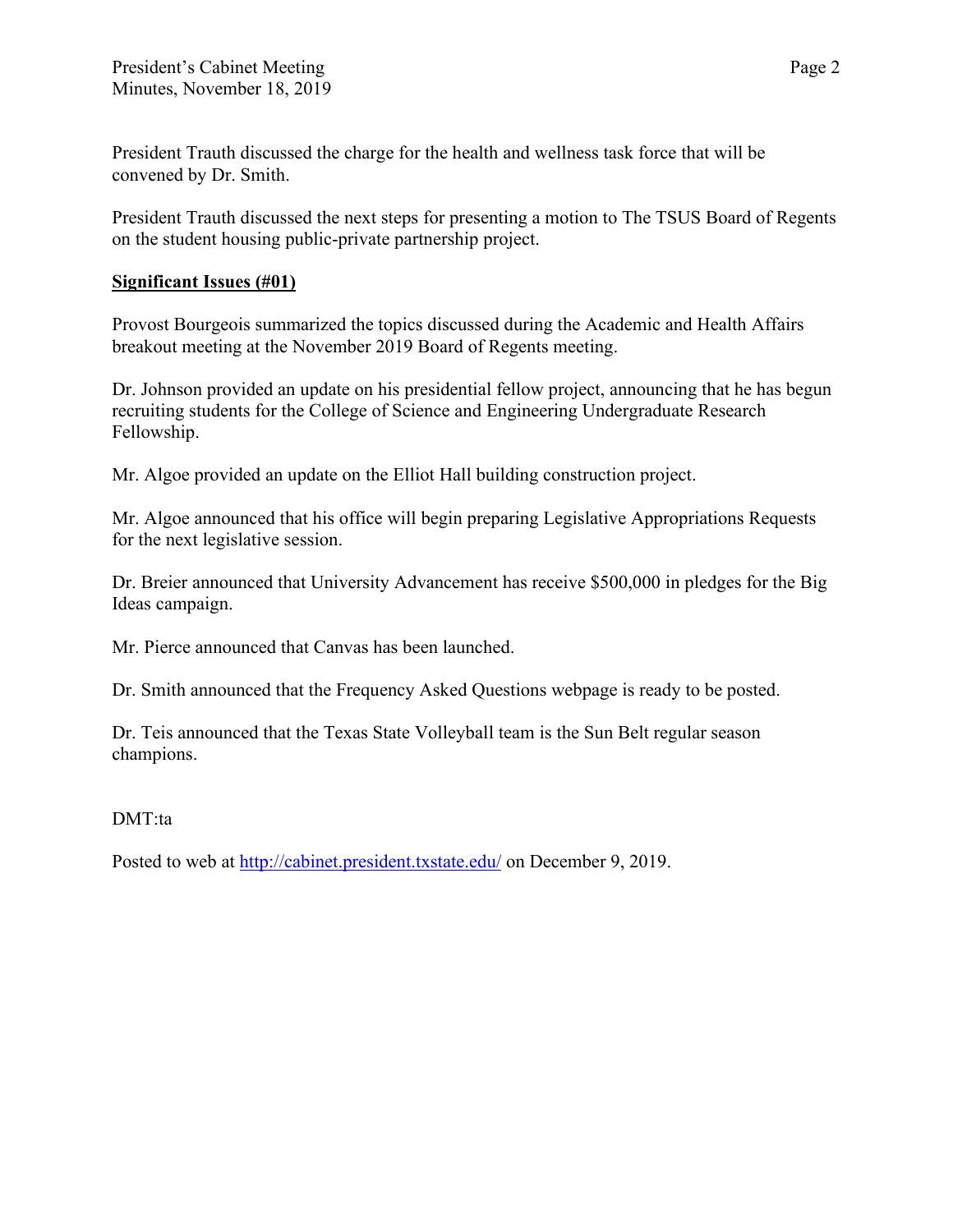President Trauth discussed the charge for the health and wellness task force that will be convened by Dr. Smith.

President Trauth discussed the next steps for presenting a motion to The TSUS Board of Regents on the student housing public-private partnership project.

**Significant Issues (#01)**

Provost Bourgeois summarized the topics discussed during the Academic and Health Affairs breakout meeting at the November 2019 Board of Regents meeting.

Dr. Johnson provided an update on his presidential fellow project, announcing that he has begun recruiting students for the College of Science and Engineering Undergraduate Research Fellowship.

Mr. Algoe provided an update on the Elliot Hall building construction project.

Mr. Algoe announced that his office will begin preparing Legislative Appropriations Requests for the next legislative session.

Dr. Breier announced that University Advancement has receive $500,000 in pledges for the Big Ideas campaign.

Mr. Pierce announced that Canvas has been launched.

Dr. Smith announced that the Frequency Asked Questions webpage is ready to be posted.

Dr. Teis announced that the Texas State Volleyball team is the Sun Belt regular season champions.

DMT:ta

Posted to web at [http://cabinet.president.txstate.edu/](http://cabinet.president.txstate.edu/) on December 9, 2019.